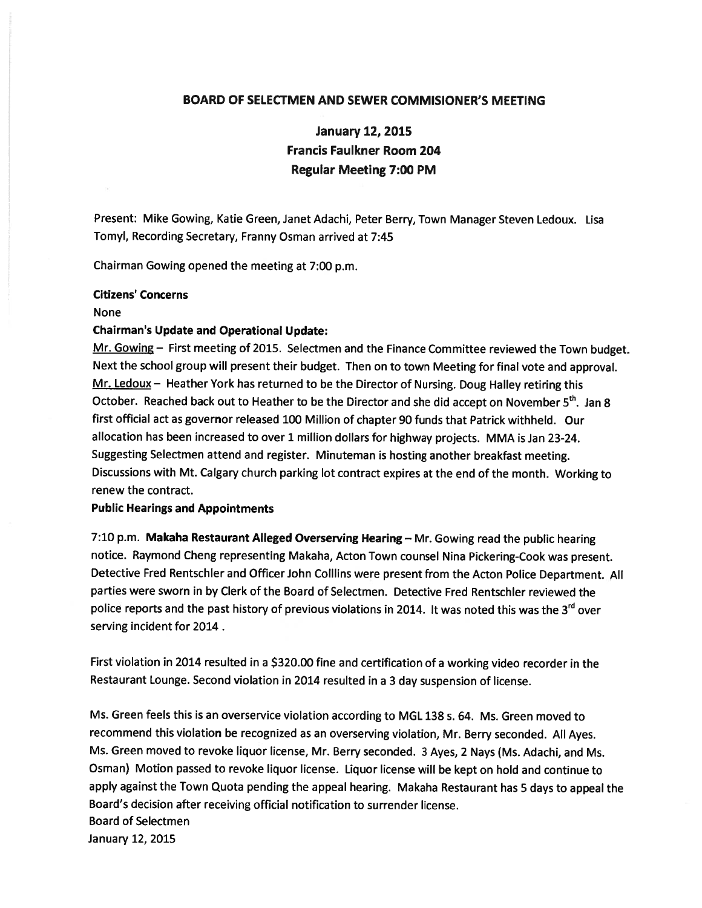## BOARD OF SELECTMEN AND SEWER COMMISIONER'S MEETING

### January 12, 2015
### Francis Faulkner Room 204
### Regular Meeting 7:00 PM

Present: Mike Gowing, Katie Green, Janet Adachi, Peter Berry, Town Manager Steven Ledoux. Lisa Tomyl, Recording Secretary, Franny Osman arrived at 7:45

Chairman Gowing opened the meeting at 7:00 p.m.

**Citizens' Concerns**

None

**Chairman's Update and Operational Update:**

Mr. Gowing – First meeting of 2015. Selectmen and the Finance Committee reviewed the Town budget. Next the school group will present their budget. Then on to town Meeting for final vote and approval.
Mr. Ledoux – Heather York has returned to be the Director of Nursing. Doug Halley retiring this October. Reached back out to Heather to be the Director and she did accept on November 5th. Jan 8 first official act as governor released 100 Million of chapter 90 funds that Patrick withheld. Our allocation has been increased to over 1 million dollars for highway projects. MMA is Jan 23-24. Suggesting Selectmen attend and register. Minuteman is hosting another breakfast meeting. Discussions with Mt. Calgary church parking lot contract expires at the end of the month. Working to renew the contract.

**Public Hearings and Appointments**

7:10 p.m. **Makaha Restaurant Alleged Overserving Hearing** – Mr. Gowing read the public hearing notice. Raymond Cheng representing Makaha, Acton Town counsel Nina Pickering-Cook was present. Detective Fred Rentschler and Officer John Colllins were present from the Acton Police Department. All parties were sworn in by Clerk of the Board of Selectmen. Detective Fred Rentschler reviewed the police reports and the past history of previous violations in 2014. It was noted this was the 3rd over serving incident for 2014 .

First violation in 2014 resulted in a $320.00 fine and certification of a working video recorder in the Restaurant Lounge. Second violation in 2014 resulted in a 3 day suspension of license.

Ms. Green feels this is an overservice violation according to MGL 138 s. 64. Ms. Green moved to recommend this violation be recognized as an overserving violation, Mr. Berry seconded. All Ayes. Ms. Green moved to revoke liquor license, Mr. Berry seconded. 3 Ayes, 2 Nays (Ms. Adachi, and Ms. Osman) Motion passed to revoke liquor license. Liquor license will be kept on hold and continue to apply against the Town Quota pending the appeal hearing. Makaha Restaurant has 5 days to appeal the Board's decision after receiving official notification to surrender license.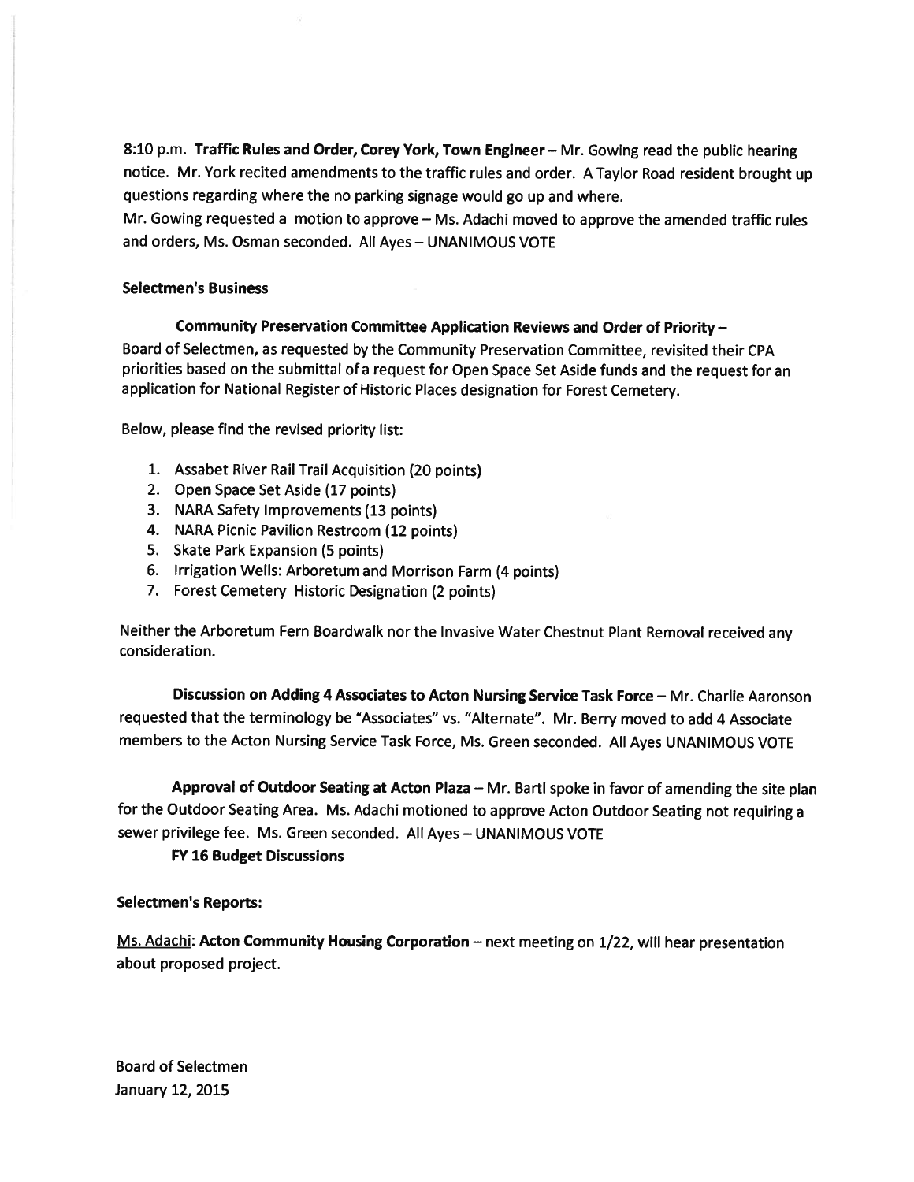8:10 p.m. **Traffic Rules and Order, Corey York, Town Engineer** – Mr. Gowing read the public hearing notice. Mr. York recited amendments to the traffic rules and order. A Taylor Road resident brought up questions regarding where the no parking signage would go up and where.

Mr. Gowing requested a motion to approve – Ms. Adachi moved to approve the amended traffic rules and orders, Ms. Osman seconded. All Ayes – UNANIMOUS VOTE

**Selectmen's Business**

**Community Preservation Committee Application Reviews and Order of Priority** –

Board of Selectmen, as requested by the Community Preservation Committee, revisited their CPA priorities based on the submittal of a request for Open Space Set Aside funds and the request for an application for National Register of Historic Places designation for Forest Cemetery.

Below, please find the revised priority list:

1. Assabet River Rail Trail Acquisition (20 points)
2. Open Space Set Aside (17 points)
3. NARA Safety Improvements (13 points)
4. NARA Picnic Pavilion Restroom (12 points)
5. Skate Park Expansion (5 points)
6. Irrigation Wells: Arboretum and Morrison Farm (4 points)
7. Forest Cemetery Historic Designation (2 points)

Neither the Arboretum Fern Boardwalk nor the Invasive Water Chestnut Plant Removal received any consideration.

**Discussion on Adding 4 Associates to Acton Nursing Service Task Force** – Mr. Charlie Aaronson requested that the terminology be "Associates" vs. "Alternate". Mr. Berry moved to add 4 Associate members to the Acton Nursing Service Task Force, Ms. Green seconded. All Ayes UNANIMOUS VOTE

**Approval of Outdoor Seating at Acton Plaza** – Mr. Bartl spoke in favor of amending the site plan for the Outdoor Seating Area. Ms. Adachi motioned to approve Acton Outdoor Seating not requiring a sewer privilege fee. Ms. Green seconded. All Ayes – UNANIMOUS VOTE

**FY 16 Budget Discussions**

**Selectmen's Reports:**

Ms. Adachi: **Acton Community Housing Corporation** – next meeting on 1/22, will hear presentation about proposed project.

Board of Selectmen
January 12, 2015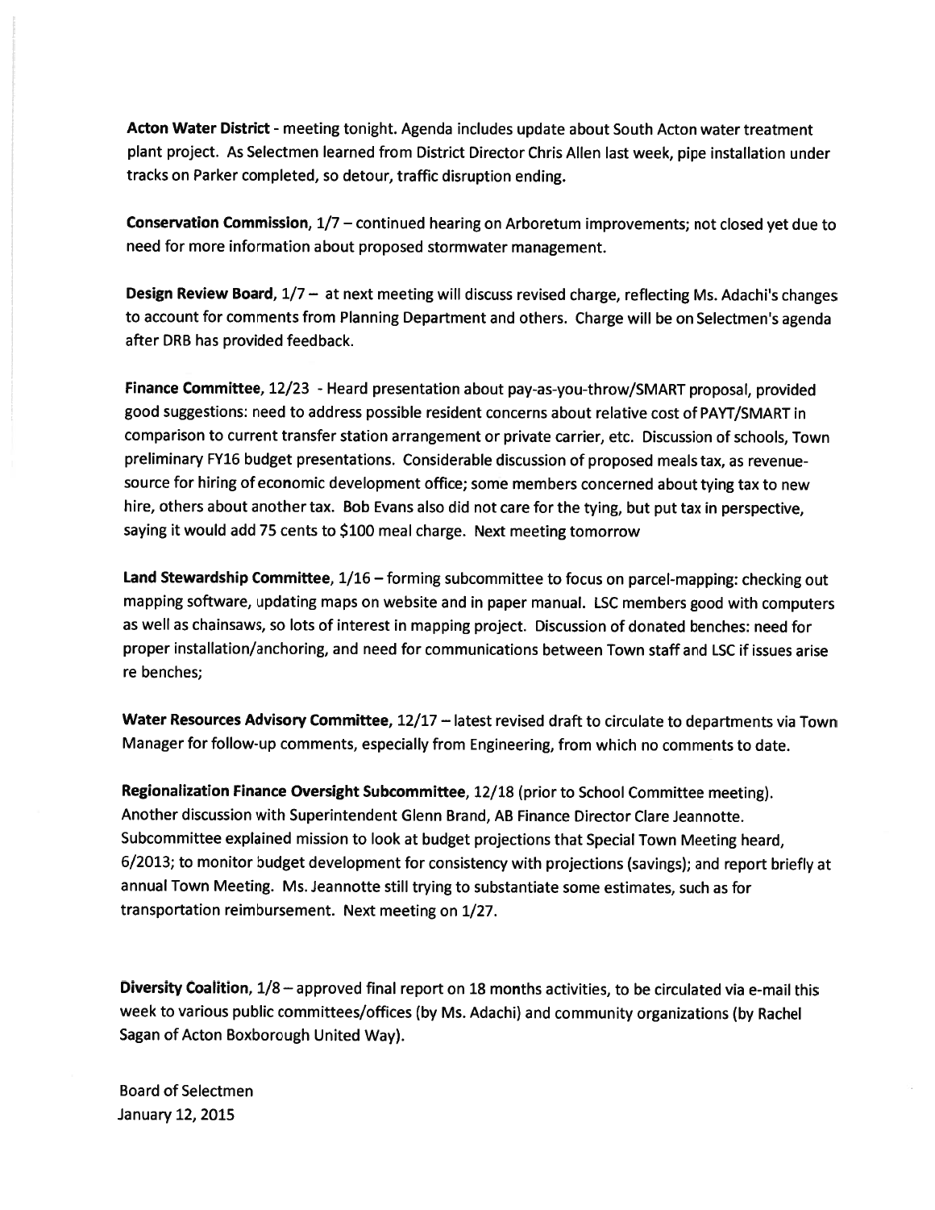**Acton Water District** - meeting tonight. Agenda includes update about South Acton water treatment plant project. As Selectmen learned from District Director Chris Allen last week, pipe installation under tracks on Parker completed, so detour, traffic disruption ending.

**Conservation Commission**, 1/7 – continued hearing on Arboretum improvements; not closed yet due to need for more information about proposed stormwater management.

**Design Review Board**, 1/7 – at next meeting will discuss revised charge, reflecting Ms. Adachi's changes to account for comments from Planning Department and others. Charge will be on Selectmen's agenda after DRB has provided feedback.

**Finance Committee**, 12/23 - Heard presentation about pay-as-you-throw/SMART proposal, provided good suggestions: need to address possible resident concerns about relative cost of PAYT/SMART in comparison to current transfer station arrangement or private carrier, etc. Discussion of schools, Town preliminary FY16 budget presentations. Considerable discussion of proposed meals tax, as revenue-source for hiring of economic development office; some members concerned about tying tax to new hire, others about another tax. Bob Evans also did not care for the tying, but put tax in perspective, saying it would add 75 cents to $100 meal charge. Next meeting tomorrow

**Land Stewardship Committee**, 1/16 – forming subcommittee to focus on parcel-mapping: checking out mapping software, updating maps on website and in paper manual. LSC members good with computers as well as chainsaws, so lots of interest in mapping project. Discussion of donated benches: need for proper installation/anchoring, and need for communications between Town staff and LSC if issues arise re benches;

**Water Resources Advisory Committee**, 12/17 – latest revised draft to circulate to departments via Town Manager for follow-up comments, especially from Engineering, from which no comments to date.

**Regionalization Finance Oversight Subcommittee**, 12/18 (prior to School Committee meeting). Another discussion with Superintendent Glenn Brand, AB Finance Director Clare Jeannotte. Subcommittee explained mission to look at budget projections that Special Town Meeting heard, 6/2013; to monitor budget development for consistency with projections (savings); and report briefly at annual Town Meeting. Ms. Jeannotte still trying to substantiate some estimates, such as for transportation reimbursement. Next meeting on 1/27.

**Diversity Coalition**, 1/8 – approved final report on 18 months activities, to be circulated via e-mail this week to various public committees/offices (by Ms. Adachi) and community organizations (by Rachel Sagan of Acton Boxborough United Way).

Board of Selectmen
January 12, 2015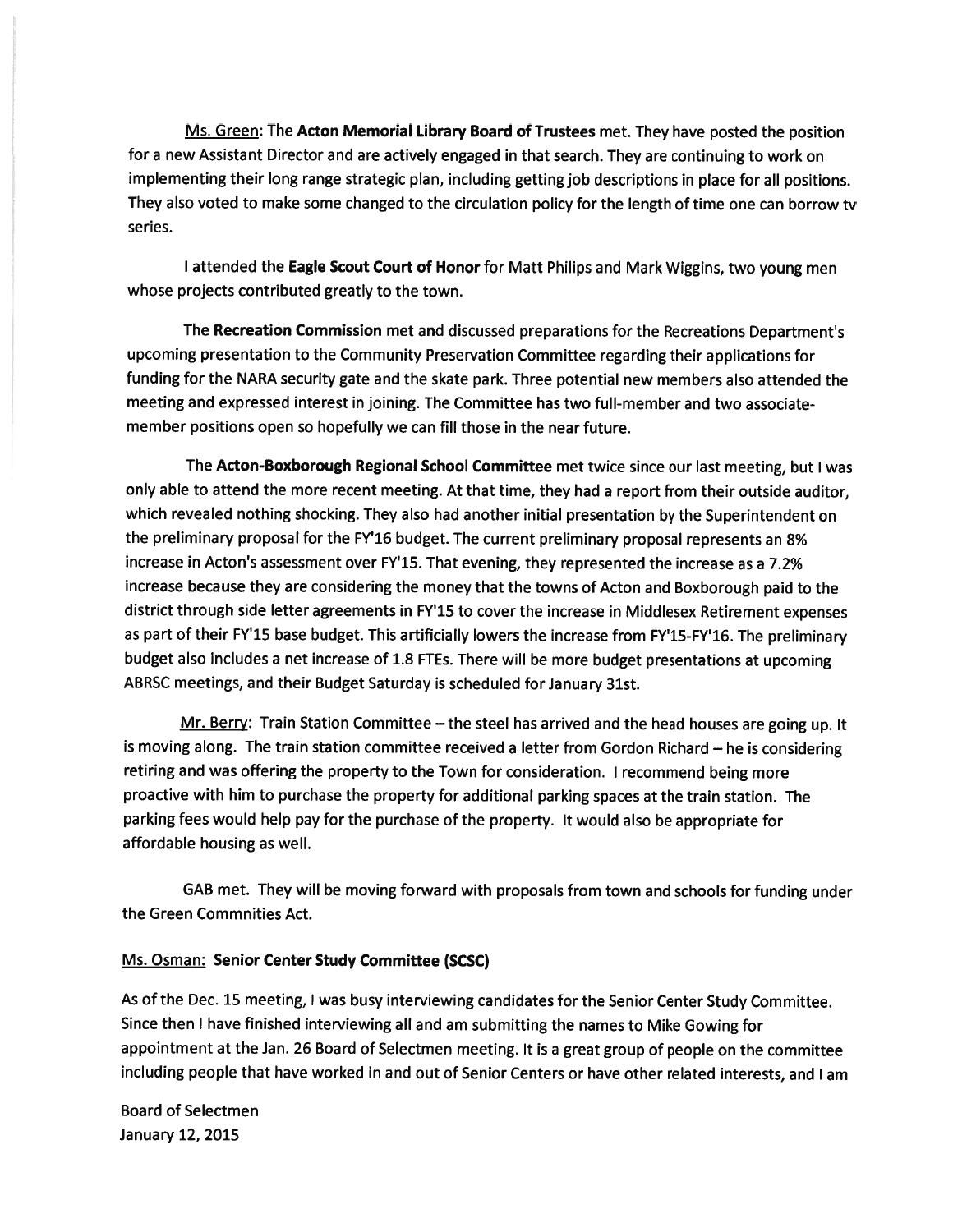Ms. Green: The **Acton Memorial Library Board of Trustees** met. They have posted the position for a new Assistant Director and are actively engaged in that search. They are continuing to work on implementing their long range strategic plan, including getting job descriptions in place for all positions. They also voted to make some changed to the circulation policy for the length of time one can borrow tv series.

I attended the **Eagle Scout Court of Honor** for Matt Philips and Mark Wiggins, two young men whose projects contributed greatly to the town.

The **Recreation Commission** met and discussed preparations for the Recreations Department's upcoming presentation to the Community Preservation Committee regarding their applications for funding for the NARA security gate and the skate park. Three potential new members also attended the meeting and expressed interest in joining. The Committee has two full-member and two associate-member positions open so hopefully we can fill those in the near future.

The **Acton-Boxborough Regional School Committee** met twice since our last meeting, but I was only able to attend the more recent meeting. At that time, they had a report from their outside auditor, which revealed nothing shocking. They also had another initial presentation by the Superintendent on the preliminary proposal for the FY'16 budget. The current preliminary proposal represents an 8% increase in Acton's assessment over FY'15. That evening, they represented the increase as a 7.2% increase because they are considering the money that the towns of Acton and Boxborough paid to the district through side letter agreements in FY'15 to cover the increase in Middlesex Retirement expenses as part of their FY'15 base budget. This artificially lowers the increase from FY'15-FY'16. The preliminary budget also includes a net increase of 1.8 FTEs. There will be more budget presentations at upcoming ABRSC meetings, and their Budget Saturday is scheduled for January 31st.

Mr. Berry: Train Station Committee – the steel has arrived and the head houses are going up. It is moving along. The train station committee received a letter from Gordon Richard – he is considering retiring and was offering the property to the Town for consideration. I recommend being more proactive with him to purchase the property for additional parking spaces at the train station. The parking fees would help pay for the purchase of the property. It would also be appropriate for affordable housing as well.

GAB met. They will be moving forward with proposals from town and schools for funding under the Green Commnities Act.

Ms. Osman: **Senior Center Study Committee (SCSC)**

As of the Dec. 15 meeting, I was busy interviewing candidates for the Senior Center Study Committee. Since then I have finished interviewing all and am submitting the names to Mike Gowing for appointment at the Jan. 26 Board of Selectmen meeting. It is a great group of people on the committee including people that have worked in and out of Senior Centers or have other related interests, and I am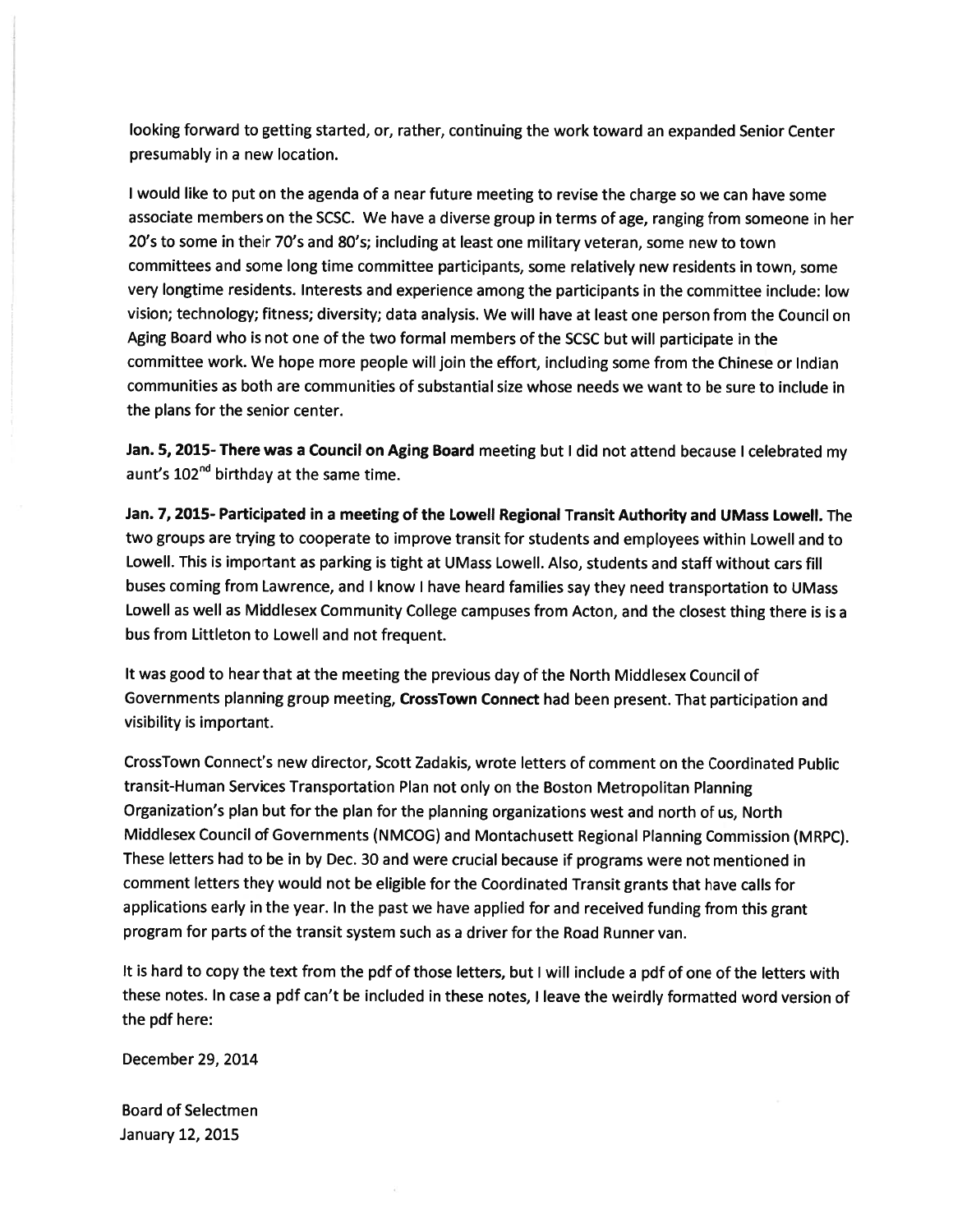looking forward to getting started, or, rather, continuing the work toward an expanded Senior Center presumably in a new location.

I would like to put on the agenda of a near future meeting to revise the charge so we can have some associate members on the SCSC. We have a diverse group in terms of age, ranging from someone in her 20's to some in their 70's and 80's; including at least one military veteran, some new to town committees and some long time committee participants, some relatively new residents in town, some very longtime residents. Interests and experience among the participants in the committee include: low vision; technology; fitness; diversity; data analysis. We will have at least one person from the Council on Aging Board who is not one of the two formal members of the SCSC but will participate in the committee work. We hope more people will join the effort, including some from the Chinese or Indian communities as both are communities of substantial size whose needs we want to be sure to include in the plans for the senior center.

**Jan. 5, 2015- There was a Council on Aging Board** meeting but I did not attend because I celebrated my aunt's 102nd birthday at the same time.

**Jan. 7, 2015- Participated in a meeting of the Lowell Regional Transit Authority and UMass Lowell.** The two groups are trying to cooperate to improve transit for students and employees within Lowell and to Lowell. This is important as parking is tight at UMass Lowell. Also, students and staff without cars fill buses coming from Lawrence, and I know I have heard families say they need transportation to UMass Lowell as well as Middlesex Community College campuses from Acton, and the closest thing there is is a bus from Littleton to Lowell and not frequent.

It was good to hear that at the meeting the previous day of the North Middlesex Council of Governments planning group meeting, **CrossTown Connect** had been present. That participation and visibility is important.

CrossTown Connect's new director, Scott Zadakis, wrote letters of comment on the Coordinated Public transit-Human Services Transportation Plan not only on the Boston Metropolitan Planning Organization's plan but for the plan for the planning organizations west and north of us, North Middlesex Council of Governments (NMCOG) and Montachusett Regional Planning Commission (MRPC). These letters had to be in by Dec. 30 and were crucial because if programs were not mentioned in comment letters they would not be eligible for the Coordinated Transit grants that have calls for applications early in the year. In the past we have applied for and received funding from this grant program for parts of the transit system such as a driver for the Road Runner van.

It is hard to copy the text from the pdf of those letters, but I will include a pdf of one of the letters with these notes. In case a pdf can't be included in these notes, I leave the weirdly formatted word version of the pdf here:

December 29, 2014

Board of Selectmen
January 12, 2015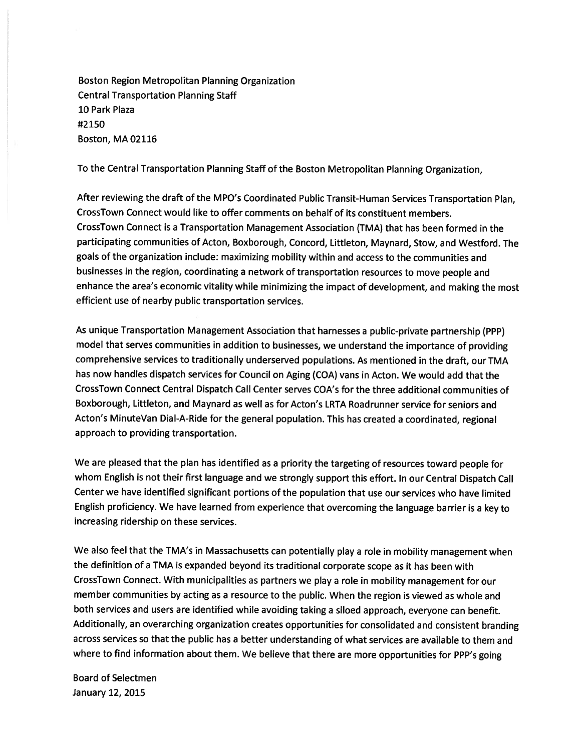Boston Region Metropolitan Planning Organization
Central Transportation Planning Staff
10 Park Plaza
#2150
Boston, MA 02116

To the Central Transportation Planning Staff of the Boston Metropolitan Planning Organization,

After reviewing the draft of the MPO's Coordinated Public Transit-Human Services Transportation Plan, CrossTown Connect would like to offer comments on behalf of its constituent members. CrossTown Connect is a Transportation Management Association (TMA) that has been formed in the participating communities of Acton, Boxborough, Concord, Littleton, Maynard, Stow, and Westford. The goals of the organization include: maximizing mobility within and access to the communities and businesses in the region, coordinating a network of transportation resources to move people and enhance the area's economic vitality while minimizing the impact of development, and making the most efficient use of nearby public transportation services.

As unique Transportation Management Association that harnesses a public-private partnership (PPP) model that serves communities in addition to businesses, we understand the importance of providing comprehensive services to traditionally underserved populations. As mentioned in the draft, our TMA has now handles dispatch services for Council on Aging (COA) vans in Acton. We would add that the CrossTown Connect Central Dispatch Call Center serves COA's for the three additional communities of Boxborough, Littleton, and Maynard as well as for Acton's LRTA Roadrunner service for seniors and Acton's MinuteVan Dial-A-Ride for the general population. This has created a coordinated, regional approach to providing transportation.

We are pleased that the plan has identified as a priority the targeting of resources toward people for whom English is not their first language and we strongly support this effort. In our Central Dispatch Call Center we have identified significant portions of the population that use our services who have limited English proficiency. We have learned from experience that overcoming the language barrier is a key to increasing ridership on these services.

We also feel that the TMA's in Massachusetts can potentially play a role in mobility management when the definition of a TMA is expanded beyond its traditional corporate scope as it has been with CrossTown Connect. With municipalities as partners we play a role in mobility management for our member communities by acting as a resource to the public. When the region is viewed as whole and both services and users are identified while avoiding taking a siloed approach, everyone can benefit. Additionally, an overarching organization creates opportunities for consolidated and consistent branding across services so that the public has a better understanding of what services are available to them and where to find information about them. We believe that there are more opportunities for PPP's going

Board of Selectmen
January 12, 2015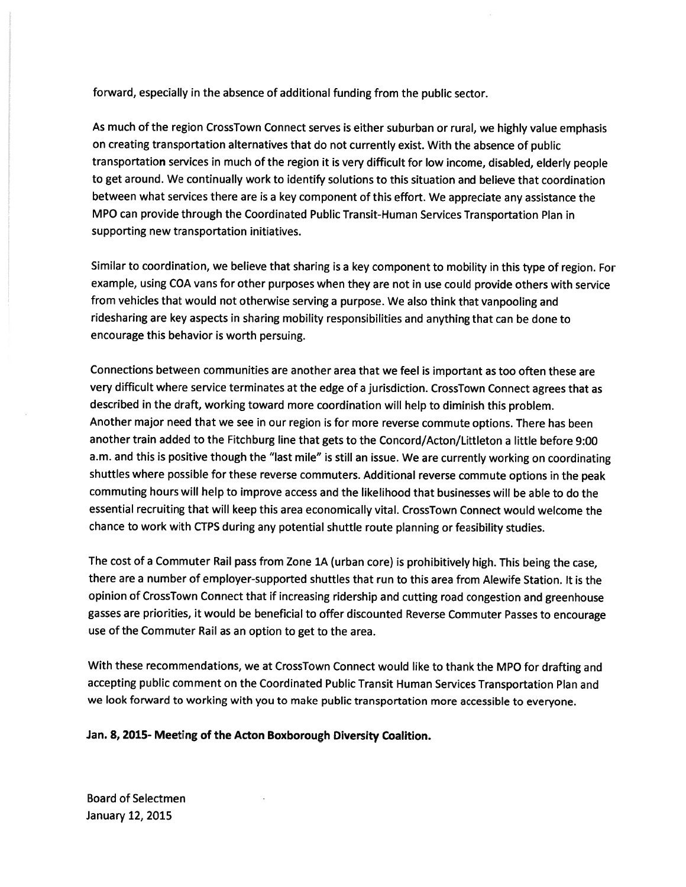forward, especially in the absence of additional funding from the public sector.

As much of the region CrossTown Connect serves is either suburban or rural, we highly value emphasis on creating transportation alternatives that do not currently exist. With the absence of public transportation services in much of the region it is very difficult for low income, disabled, elderly people to get around. We continually work to identify solutions to this situation and believe that coordination between what services there are is a key component of this effort. We appreciate any assistance the MPO can provide through the Coordinated Public Transit-Human Services Transportation Plan in supporting new transportation initiatives.

Similar to coordination, we believe that sharing is a key component to mobility in this type of region. For example, using COA vans for other purposes when they are not in use could provide others with service from vehicles that would not otherwise serving a purpose. We also think that vanpooling and ridesharing are key aspects in sharing mobility responsibilities and anything that can be done to encourage this behavior is worth persuing.

Connections between communities are another area that we feel is important as too often these are very difficult where service terminates at the edge of a jurisdiction. CrossTown Connect agrees that as described in the draft, working toward more coordination will help to diminish this problem. Another major need that we see in our region is for more reverse commute options. There has been another train added to the Fitchburg line that gets to the Concord/Acton/Littleton a little before 9:00 a.m. and this is positive though the "last mile" is still an issue. We are currently working on coordinating shuttles where possible for these reverse commuters. Additional reverse commute options in the peak commuting hours will help to improve access and the likelihood that businesses will be able to do the essential recruiting that will keep this area economically vital. CrossTown Connect would welcome the chance to work with CTPS during any potential shuttle route planning or feasibility studies.

The cost of a Commuter Rail pass from Zone 1A (urban core) is prohibitively high. This being the case, there are a number of employer-supported shuttles that run to this area from Alewife Station. It is the opinion of CrossTown Connect that if increasing ridership and cutting road congestion and greenhouse gasses are priorities, it would be beneficial to offer discounted Reverse Commuter Passes to encourage use of the Commuter Rail as an option to get to the area.

With these recommendations, we at CrossTown Connect would like to thank the MPO for drafting and accepting public comment on the Coordinated Public Transit Human Services Transportation Plan and we look forward to working with you to make public transportation more accessible to everyone.

**Jan. 8, 2015- Meeting of the Acton Boxborough Diversity Coalition.**

Board of Selectmen
January 12, 2015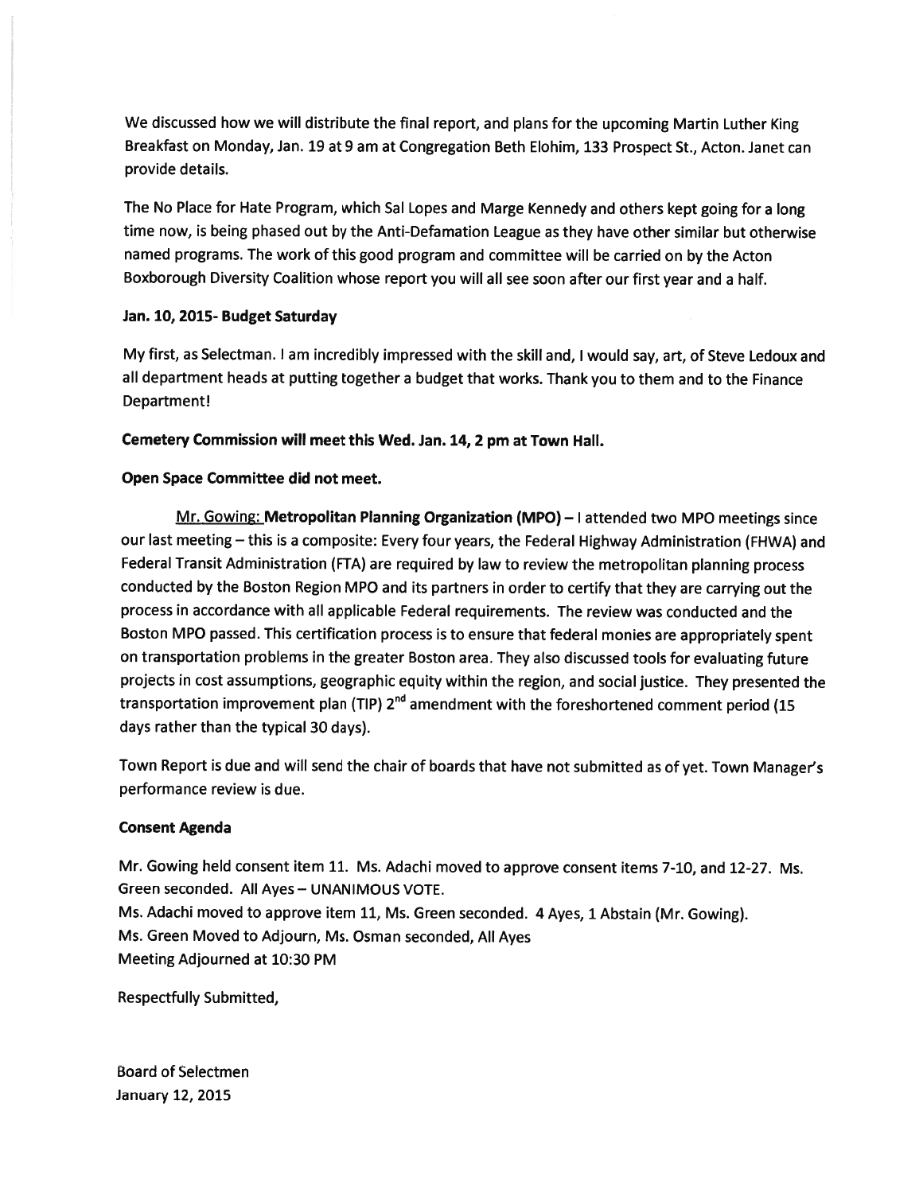We discussed how we will distribute the final report, and plans for the upcoming Martin Luther King Breakfast on Monday, Jan. 19 at 9 am at Congregation Beth Elohim, 133 Prospect St., Acton. Janet can provide details.

The No Place for Hate Program, which Sal Lopes and Marge Kennedy and others kept going for a long time now, is being phased out by the Anti-Defamation League as they have other similar but otherwise named programs. The work of this good program and committee will be carried on by the Acton Boxborough Diversity Coalition whose report you will all see soon after our first year and a half.

**Jan. 10, 2015- Budget Saturday**

My first, as Selectman. I am incredibly impressed with the skill and, I would say, art, of Steve Ledoux and all department heads at putting together a budget that works. Thank you to them and to the Finance Department!

**Cemetery Commission will meet this Wed. Jan. 14, 2 pm at Town Hall.**

**Open Space Committee did not meet.**

Mr. Gowing: **Metropolitan Planning Organization (MPO)** – I attended two MPO meetings since our last meeting – this is a composite: Every four years, the Federal Highway Administration (FHWA) and Federal Transit Administration (FTA) are required by law to review the metropolitan planning process conducted by the Boston Region MPO and its partners in order to certify that they are carrying out the process in accordance with all applicable Federal requirements. The review was conducted and the Boston MPO passed. This certification process is to ensure that federal monies are appropriately spent on transportation problems in the greater Boston area. They also discussed tools for evaluating future projects in cost assumptions, geographic equity within the region, and social justice. They presented the transportation improvement plan (TIP) 2nd amendment with the foreshortened comment period (15 days rather than the typical 30 days).

Town Report is due and will send the chair of boards that have not submitted as of yet. Town Manager's performance review is due.

**Consent Agenda**

Mr. Gowing held consent item 11. Ms. Adachi moved to approve consent items 7-10, and 12-27. Ms. Green seconded. All Ayes – UNANIMOUS VOTE.
Ms. Adachi moved to approve item 11, Ms. Green seconded. 4 Ayes, 1 Abstain (Mr. Gowing).
Ms. Green Moved to Adjourn, Ms. Osman seconded, All Ayes
Meeting Adjourned at 10:30 PM

Respectfully Submitted,

Board of Selectmen
January 12, 2015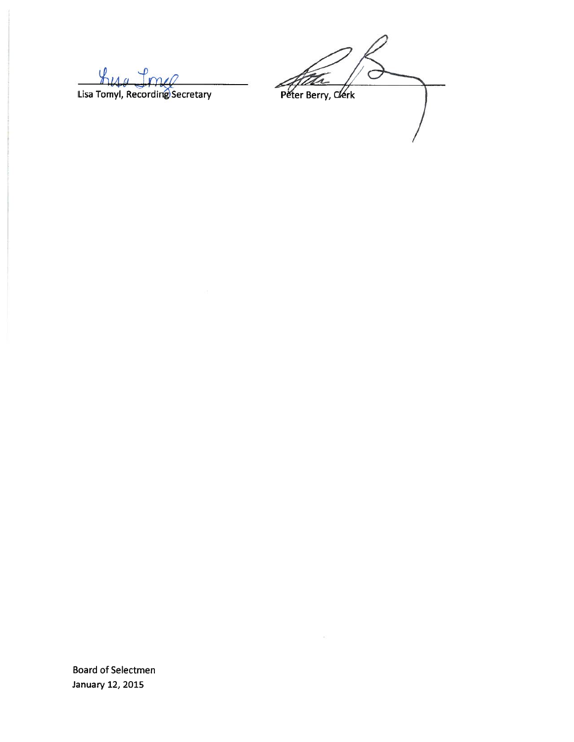Lisa Tomyl, Recording Secretary

Peter Berry, Clerk

Board of Selectmen
January 12, 2015